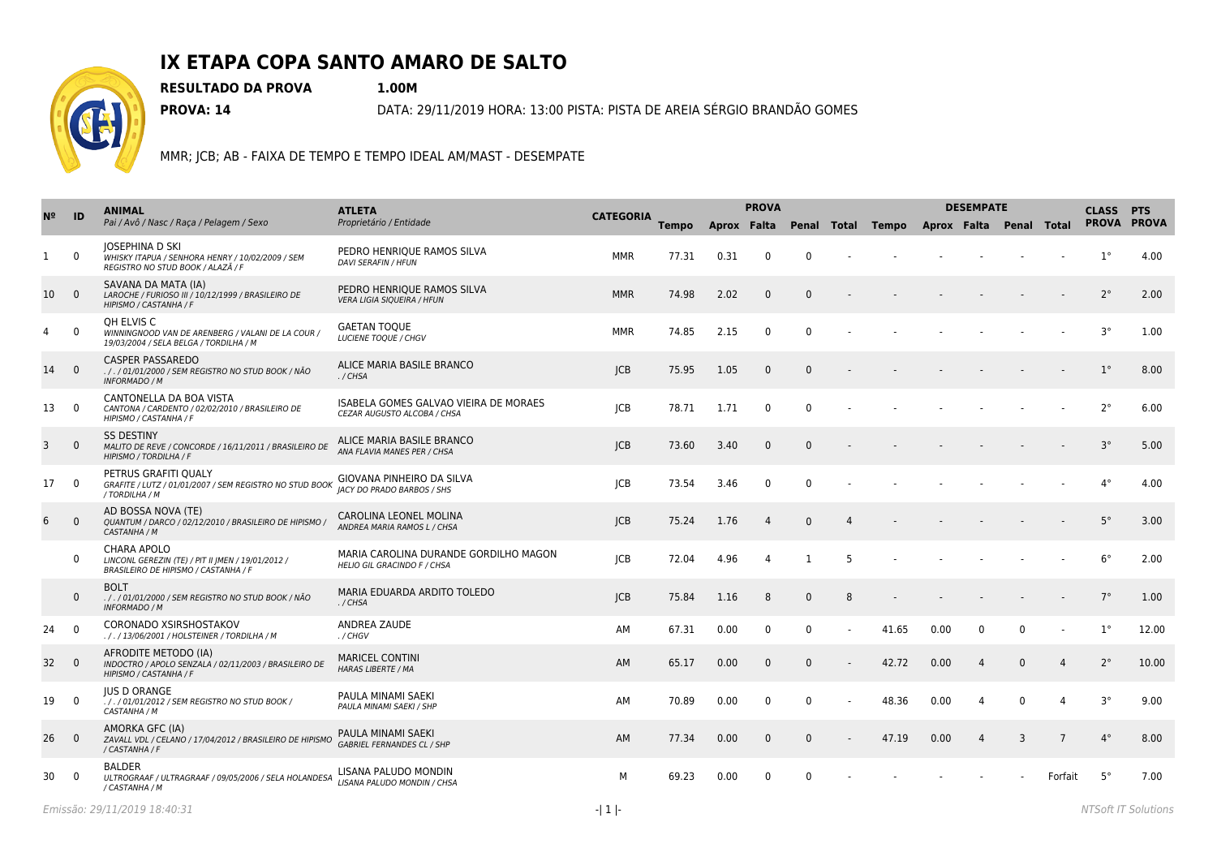# IX ETAPA COPA SANTO AMARO DE SALTO

**RESULTADO DA PROVA** **1.00M**

**PROVA: 14** DATA: 29/11/2019 HORA: 13:00 PISTA: PISTA DE AREIA SÉRGIO BRANDÃO GOMES

MMR; JCB; AB - FAIXA DE TEMPO E TEMPO IDEAL AM/MAST - DESEMPATE

| Nº | ID | ANIMAL<br>*Pai / Avô / Nasc / Raça / Pelagem / Sexo* | ATLETA<br>*Proprietário / Entidade* | CATEGORIA | PROVA | | | | | DESEMPATE | | | | | CLASS | PTS |
|---|---|---|---|---|---|---|---|---|---|---|---|---|---|---|---|---|
| | | | | | Tempo | Aprox | Falta | Penal | Total | Tempo | Aprox | Falta | Penal | Total | PROVA | PROVA |
| 1 | 0 | JOSEPHINA D SKI<br>*WHISKY ITAPUA / SENHORA HENRY / 10/02/2009 / SEM REGISTRO NO STUD BOOK / ALAZÃ / F* | PEDRO HENRIQUE RAMOS SILVA<br>*DAVI SERAFIN / HFUN* | MMR | 77.31 | 0.31 | 0 | 0 | - | - | - | - | - | - | 1° | 4.00 |
| 10 | 0 | SAVANA DA MATA (IA)<br>*LAROCHE / FURIOSO III / 10/12/1999 / BRASILEIRO DE HIPISMO / CASTANHA / F* | PEDRO HENRIQUE RAMOS SILVA<br>*VERA LIGIA SIQUEIRA / HFUN* | MMR | 74.98 | 2.02 | 0 | 0 | - | - | - | - | - | - | 2° | 2.00 |
| 4 | 0 | QH ELVIS C<br>*WINNINGNOOD VAN DE ARENBERG / VALANI DE LA COUR / 19/03/2004 / SELA BELGA / TORDILHA / M* | GAETAN TOQUE<br>*LUCIENE TOQUE / CHGV* | MMR | 74.85 | 2.15 | 0 | 0 | - | - | - | - | - | - | 3° | 1.00 |
| 14 | 0 | CASPER PASSAREDO<br>*. / . / 01/01/2000 / SEM REGISTRO NO STUD BOOK / NÃO INFORMADO / M* | ALICE MARIA BASILE BRANCO<br>*. / CHSA* | JCB | 75.95 | 1.05 | 0 | 0 | - | - | - | - | - | - | 1° | 8.00 |
| 13 | 0 | CANTONELLA DA BOA VISTA<br>*CANTONA / CARDENTO / 02/02/2010 / BRASILEIRO DE HIPISMO / CASTANHA / F* | ISABELA GOMES GALVAO VIEIRA DE MORAES<br>*CEZAR AUGUSTO ALCOBA / CHSA* | JCB | 78.71 | 1.71 | 0 | 0 | - | - | - | - | - | - | 2° | 6.00 |
| 3 | 0 | SS DESTINY<br>*MALITO DE REVE / CONCORDE / 16/11/2011 / BRASILEIRO DE HIPISMO / TORDILHA / F* | ALICE MARIA BASILE BRANCO<br>*ANA FLAVIA MANES PER / CHSA* | JCB | 73.60 | 3.40 | 0 | 0 | - | - | - | - | - | - | 3° | 5.00 |
| 17 | 0 | PETRUS GRAFITI QUALY<br>*GRAFITE / LUTZ / 01/01/2007 / SEM REGISTRO NO STUD BOOK / TORDILHA / M* | GIOVANA PINHEIRO DA SILVA<br>*JACY DO PRADO BARBOS / SHS* | JCB | 73.54 | 3.46 | 0 | 0 | - | - | - | - | - | - | 4° | 4.00 |
| 6 | 0 | AD BOSSA NOVA (TE)<br>*QUANTUM / DARCO / 02/12/2010 / BRASILEIRO DE HIPISMO / CASTANHA / M* | CAROLINA LEONEL MOLINA<br>*ANDREA MARIA RAMOS L / CHSA* | JCB | 75.24 | 1.76 | 4 | 0 | 4 | - | - | - | - | - | 5° | 3.00 |
| | 0 | CHARA APOLO<br>*LINCONL GEREZIN (TE) / PIT II JMEN / 19/01/2012 / BRASILEIRO DE HIPISMO / CASTANHA / F* | MARIA CAROLINA DURANDE GORDILHO MAGON<br>*HELIO GIL GRACINDO F / CHSA* | JCB | 72.04 | 4.96 | 4 | 1 | 5 | - | - | - | - | - | 6° | 2.00 |
| | 0 | BOLT<br>*. / . / 01/01/2000 / SEM REGISTRO NO STUD BOOK / NÃO INFORMADO / M* | MARIA EDUARDA ARDITO TOLEDO<br>*. / CHSA* | JCB | 75.84 | 1.16 | 8 | 0 | 8 | - | - | - | - | - | 7° | 1.00 |
| 24 | 0 | CORONADO XSIRSHOSTAKOV<br>*. / . / 13/06/2001 / HOLSTEINER / TORDILHA / M* | ANDREA ZAUDE<br>*. / CHGV* | AM | 67.31 | 0.00 | 0 | 0 | - | 41.65 | 0.00 | 0 | 0 | - | 1° | 12.00 |
| 32 | 0 | AFRODITE METODO (IA)<br>*INDOCTRO / APOLO SENZALA / 02/11/2003 / BRASILEIRO DE HIPISMO / CASTANHA / F* | MARICEL CONTINI<br>*HARAS LIBERTE / MA* | AM | 65.17 | 0.00 | 0 | 0 | - | 42.72 | 0.00 | 4 | 0 | 4 | 2° | 10.00 |
| 19 | 0 | JUS D ORANGE<br>*. / . / 01/01/2012 / SEM REGISTRO NO STUD BOOK / CASTANHA / M* | PAULA MINAMI SAEKI<br>*PAULA MINAMI SAEKI / SHP* | AM | 70.89 | 0.00 | 0 | 0 | - | 48.36 | 0.00 | 4 | 0 | 4 | 3° | 9.00 |
| 26 | 0 | AMORKA GFC (IA)<br>*ZAVALL VDL / CELANO / 17/04/2012 / BRASILEIRO DE HIPISMO / CASTANHA / F* | PAULA MINAMI SAEKI<br>*GABRIEL FERNANDES CL / SHP* | AM | 77.34 | 0.00 | 0 | 0 | - | 47.19 | 0.00 | 4 | 3 | 7 | 4° | 8.00 |
| 30 | 0 | BALDER<br>*ULTROGRAAF / ULTRAGRAAF / 09/05/2006 / SELA HOLANDESA / CASTANHA / M* | LISANA PALUDO MONDIN<br>*LISANA PALUDO MONDIN / CHSA* | M | 69.23 | 0.00 | 0 | 0 | - | - | - | - | - | Forfait | 5° | 7.00 |

*Emissão: 29/11/2019 18:40:31*

*NTSoft IT Solutions*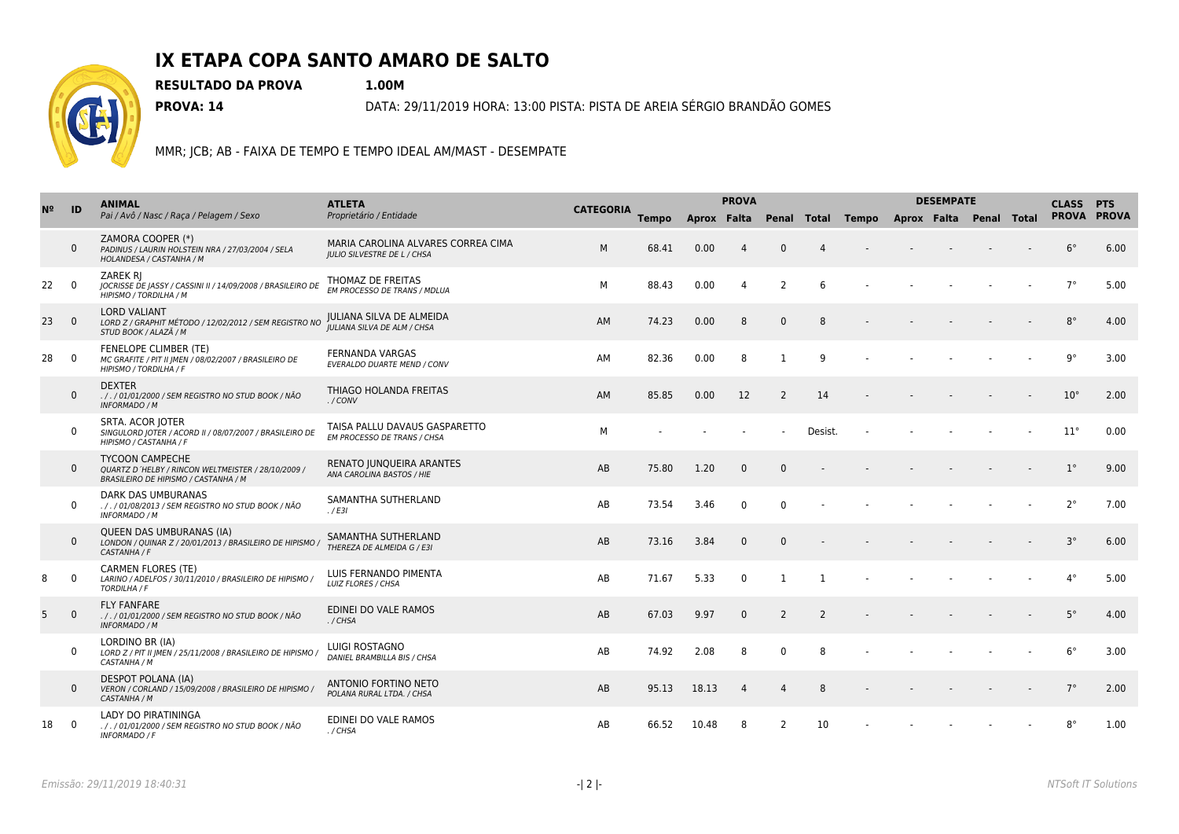# IX ETAPA COPA SANTO AMARO DE SALTO

**RESULTADO DA PROVA** **1.00M**

**PROVA: 14** DATA: 29/11/2019 HORA: 13:00 PISTA: PISTA DE AREIA SÉRGIO BRANDÃO GOMES

MMR; JCB; AB - FAIXA DE TEMPO E TEMPO IDEAL AM/MAST - DESEMPATE

| Nº | ID | ANIMAL *Pai / Avô / Nasc / Raça / Pelagem / Sexo* | ATLETA *Proprietário / Entidade* | CATEGORIA | PROVA | | | | | DESEMPATE | | | | | CLASS PROVA | PTS PROVA |
|---|---|---|---|---|---|---|---|---|---|---|---|---|---|---|---|---|
| | | | | | Tempo | Aprox | Falta | Penal | Total | Tempo | Aprox | Falta | Penal | Total | | |
| | 0 | ZAMORA COOPER (*) *PADINUS / LAURIN HOLSTEIN NRA / 27/03/2004 / SELA HOLANDESA / CASTANHA / M* | MARIA CAROLINA ALVARES CORREA CIMA *JULIO SILVESTRE DE L / CHSA* | M | 68.41 | 0.00 | 4 | 0 | 4 | - | - | - | - | - | 6° | 6.00 |
| 22 | 0 | ZAREK RJ *JOCRISSE DE JASSY / CASSINI II / 14/09/2008 / BRASILEIRO DE HIPISMO / TORDILHA / M* | THOMAZ DE FREITAS *EM PROCESSO DE TRANS / MDLUA* | M | 88.43 | 0.00 | 4 | 2 | 6 | - | - | - | - | - | 7° | 5.00 |
| 23 | 0 | LORD VALIANT *LORD Z / GRAPHIT MÉTODO / 12/02/2012 / SEM REGISTRO NO STUD BOOK / ALAZÃ / M* | JULIANA SILVA DE ALMEIDA *JULIANA SILVA DE ALM / CHSA* | AM | 74.23 | 0.00 | 8 | 0 | 8 | - | - | - | - | - | 8° | 4.00 |
| 28 | 0 | FENELOPE CLIMBER (TE) *MC GRAFITE / PIT II JMEN / 08/02/2007 / BRASILEIRO DE HIPISMO / TORDILHA / F* | FERNANDA VARGAS *EVERALDO DUARTE MEND / CONV* | AM | 82.36 | 0.00 | 8 | 1 | 9 | - | - | - | - | - | 9° | 3.00 |
| | 0 | DEXTER *. / . / 01/01/2000 / SEM REGISTRO NO STUD BOOK / NÃO INFORMADO / M* | THIAGO HOLANDA FREITAS *. / CONV* | AM | 85.85 | 0.00 | 12 | 2 | 14 | - | - | - | - | - | 10° | 2.00 |
| | 0 | SRTA. ACOR JOTER *SINGULORD JOTER / ACORD II / 08/07/2007 / BRASILEIRO DE HIPISMO / CASTANHA / F* | TAISA PALLU DAVAUS GASPARETTO *EM PROCESSO DE TRANS / CHSA* | M | - | - | - | - | Desist. | - | - | - | - | - | 11° | 0.00 |
| | 0 | TYCOON CAMPECHE *QUARTZ D´HELBY / RINCON WELTMEISTER / 28/10/2009 / BRASILEIRO DE HIPISMO / CASTANHA / M* | RENATO JUNQUEIRA ARANTES *ANA CAROLINA BASTOS / HIE* | AB | 75.80 | 1.20 | 0 | 0 | - | - | - | - | - | - | 1° | 9.00 |
| | 0 | DARK DAS UMBURANAS *. / . / 01/08/2013 / SEM REGISTRO NO STUD BOOK / NÃO INFORMADO / M* | SAMANTHA SUTHERLAND *. / E3I* | AB | 73.54 | 3.46 | 0 | 0 | - | - | - | - | - | - | 2° | 7.00 |
| | 0 | QUEEN DAS UMBURANAS (IA) *LONDON / QUINAR Z / 20/01/2013 / BRASILEIRO DE HIPISMO / CASTANHA / F* | SAMANTHA SUTHERLAND *THEREZA DE ALMEIDA G / E3I* | AB | 73.16 | 3.84 | 0 | 0 | - | - | - | - | - | - | 3° | 6.00 |
| 8 | 0 | CARMEN FLORES (TE) *LARINO / ADELFOS / 30/11/2010 / BRASILEIRO DE HIPISMO / TORDILHA / F* | LUIS FERNANDO PIMENTA *LUIZ FLORES / CHSA* | AB | 71.67 | 5.33 | 0 | 1 | 1 | - | - | - | - | - | 4° | 5.00 |
| 5 | 0 | FLY FANFARE *. / . / 01/01/2000 / SEM REGISTRO NO STUD BOOK / NÃO INFORMADO / M* | EDINEI DO VALE RAMOS *. / CHSA* | AB | 67.03 | 9.97 | 0 | 2 | 2 | - | - | - | - | - | 5° | 4.00 |
| | 0 | LORDINO BR (IA) *LORD Z / PIT II JMEN / 25/11/2008 / BRASILEIRO DE HIPISMO / CASTANHA / M* | LUIGI ROSTAGNO *DANIEL BRAMBILLA BIS / CHSA* | AB | 74.92 | 2.08 | 8 | 0 | 8 | - | - | - | - | - | 6° | 3.00 |
| | 0 | DESPOT POLANA (IA) *VERON / CORLAND / 15/09/2008 / BRASILEIRO DE HIPISMO / CASTANHA / M* | ANTONIO FORTINO NETO *POLANA RURAL LTDA. / CHSA* | AB | 95.13 | 18.13 | 4 | 4 | 8 | - | - | - | - | - | 7° | 2.00 |
| 18 | 0 | LADY DO PIRATININGA *. / . / 01/01/2000 / SEM REGISTRO NO STUD BOOK / NÃO INFORMADO / F* | EDINEI DO VALE RAMOS *. / CHSA* | AB | 66.52 | 10.48 | 8 | 2 | 10 | - | - | - | - | - | 8° | 1.00 |

*Emissão: 29/11/2019 18:40:31* *NTSoft IT Solutions*